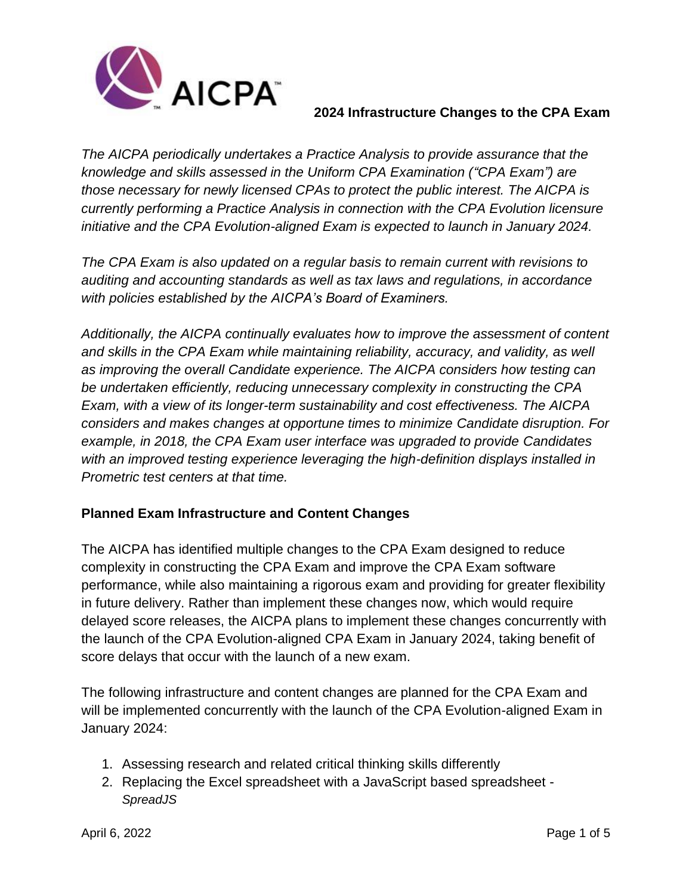AICPA

# 2024 Infrastructure Changes to the CPA Exam

*The AICPA periodically undertakes a Practice Analysis to provide assurance that the knowledge and skills assessed in the Uniform CPA Examination ("CPA Exam") are those necessary for newly licensed CPAs to protect the public interest. The AICPA is currently performing a Practice Analysis in connection with the CPA Evolution licensure initiative and the CPA Evolution-aligned Exam is expected to launch in January 2024.*

*The CPA Exam is also updated on a regular basis to remain current with revisions to auditing and accounting standards as well as tax laws and regulations, in accordance with policies established by the AICPA's Board of Examiners.*

*Additionally, the AICPA continually evaluates how to improve the assessment of content and skills in the CPA Exam while maintaining reliability, accuracy, and validity, as well as improving the overall Candidate experience. The AICPA considers how testing can be undertaken efficiently, reducing unnecessary complexity in constructing the CPA Exam, with a view of its longer-term sustainability and cost effectiveness. The AICPA considers and makes changes at opportune times to minimize Candidate disruption. For example, in 2018, the CPA Exam user interface was upgraded to provide Candidates with an improved testing experience leveraging the high-definition displays installed in Prometric test centers at that time.*

## Planned Exam Infrastructure and Content Changes

The AICPA has identified multiple changes to the CPA Exam designed to reduce complexity in constructing the CPA Exam and improve the CPA Exam software performance, while also maintaining a rigorous exam and providing for greater flexibility in future delivery. Rather than implement these changes now, which would require delayed score releases, the AICPA plans to implement these changes concurrently with the launch of the CPA Evolution-aligned CPA Exam in January 2024, taking benefit of score delays that occur with the launch of a new exam.

The following infrastructure and content changes are planned for the CPA Exam and will be implemented concurrently with the launch of the CPA Evolution-aligned Exam in January 2024:

1. Assessing research and related critical thinking skills differently
2. Replacing the Excel spreadsheet with a JavaScript based spreadsheet - *SpreadJS*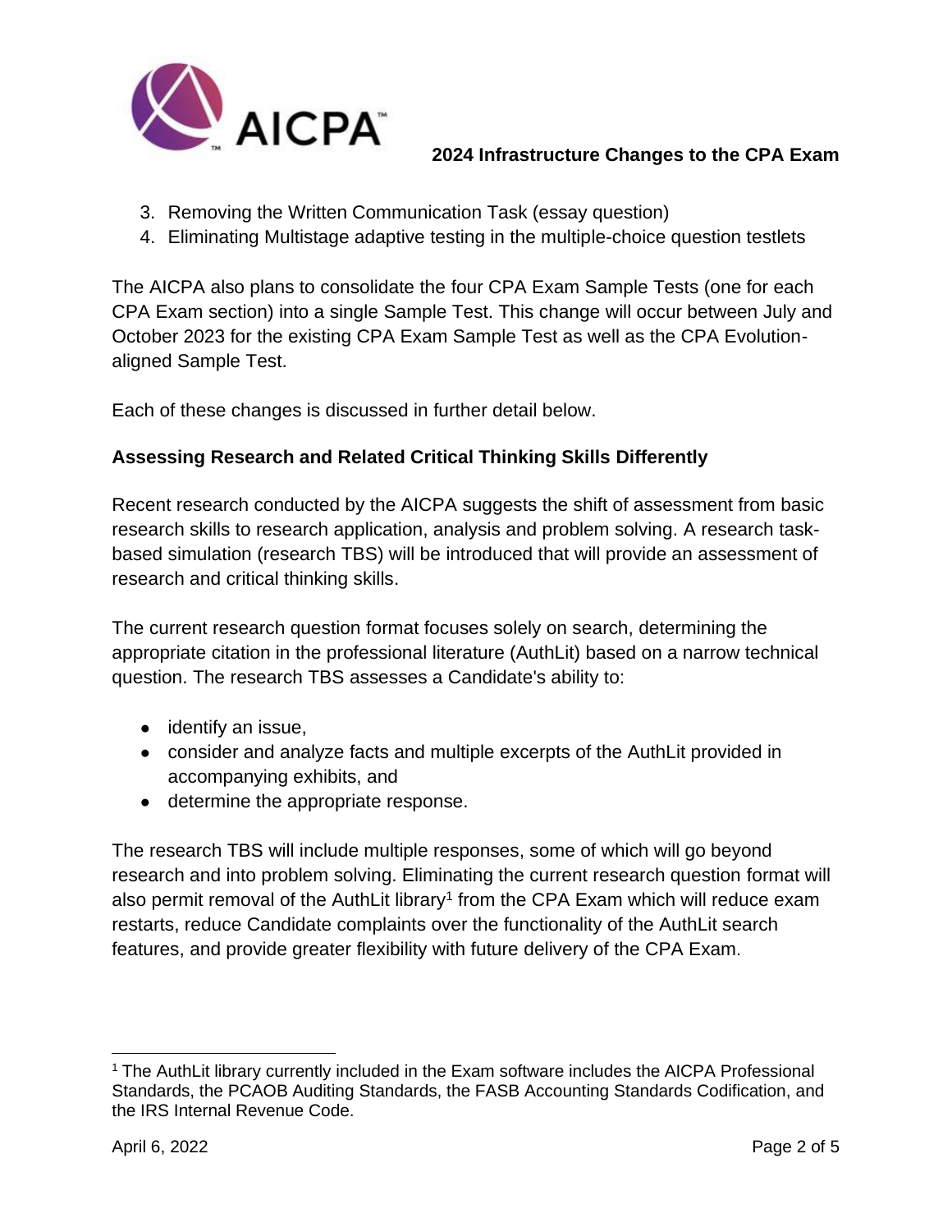3. Removing the Written Communication Task (essay question)
4. Eliminating Multistage adaptive testing in the multiple-choice question testlets

The AICPA also plans to consolidate the four CPA Exam Sample Tests (one for each CPA Exam section) into a single Sample Test. This change will occur between July and October 2023 for the existing CPA Exam Sample Test as well as the CPA Evolution-aligned Sample Test.

Each of these changes is discussed in further detail below.

**Assessing Research and Related Critical Thinking Skills Differently**

Recent research conducted by the AICPA suggests the shift of assessment from basic research skills to research application, analysis and problem solving. A research task-based simulation (research TBS) will be introduced that will provide an assessment of research and critical thinking skills.

The current research question format focuses solely on search, determining the appropriate citation in the professional literature (AuthLit) based on a narrow technical question. The research TBS assesses a Candidate's ability to:

- identify an issue,
- consider and analyze facts and multiple excerpts of the AuthLit provided in accompanying exhibits, and
- determine the appropriate response.

The research TBS will include multiple responses, some of which will go beyond research and into problem solving. Eliminating the current research question format will also permit removal of the AuthLit library[1] from the CPA Exam which will reduce exam restarts, reduce Candidate complaints over the functionality of the AuthLit search features, and provide greater flexibility with future delivery of the CPA Exam.

[1] The AuthLit library currently included in the Exam software includes the AICPA Professional Standards, the PCAOB Auditing Standards, the FASB Accounting Standards Codification, and the IRS Internal Revenue Code.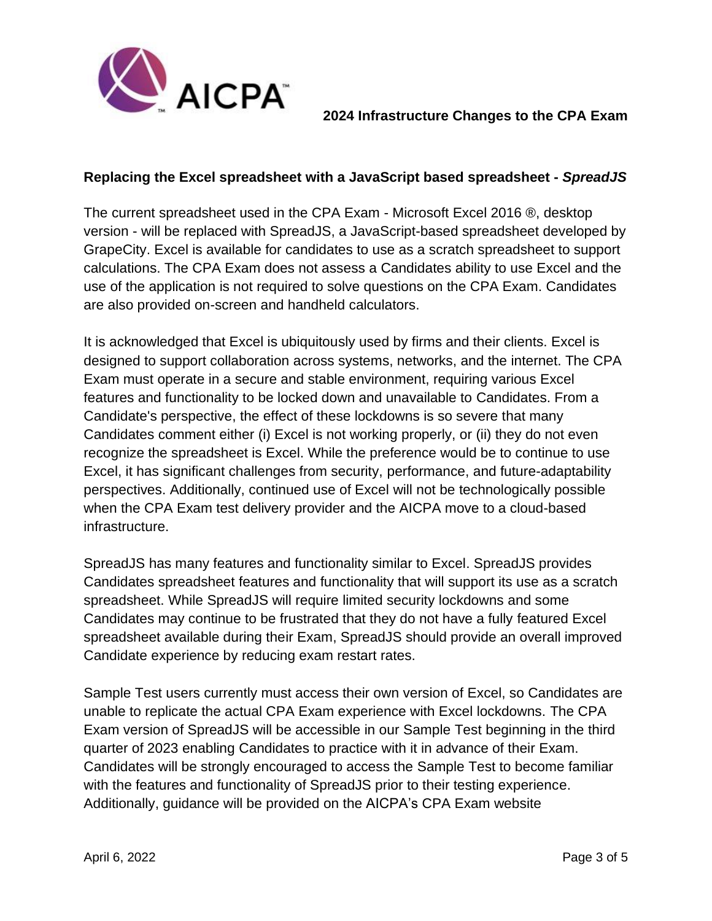## Replacing the Excel spreadsheet with a JavaScript based spreadsheet - *SpreadJS*

The current spreadsheet used in the CPA Exam - Microsoft Excel 2016 ®, desktop version - will be replaced with SpreadJS, a JavaScript-based spreadsheet developed by GrapeCity. Excel is available for candidates to use as a scratch spreadsheet to support calculations. The CPA Exam does not assess a Candidates ability to use Excel and the use of the application is not required to solve questions on the CPA Exam. Candidates are also provided on-screen and handheld calculators.

It is acknowledged that Excel is ubiquitously used by firms and their clients. Excel is designed to support collaboration across systems, networks, and the internet. The CPA Exam must operate in a secure and stable environment, requiring various Excel features and functionality to be locked down and unavailable to Candidates. From a Candidate's perspective, the effect of these lockdowns is so severe that many Candidates comment either (i) Excel is not working properly, or (ii) they do not even recognize the spreadsheet is Excel. While the preference would be to continue to use Excel, it has significant challenges from security, performance, and future-adaptability perspectives. Additionally, continued use of Excel will not be technologically possible when the CPA Exam test delivery provider and the AICPA move to a cloud-based infrastructure.

SpreadJS has many features and functionality similar to Excel. SpreadJS provides Candidates spreadsheet features and functionality that will support its use as a scratch spreadsheet. While SpreadJS will require limited security lockdowns and some Candidates may continue to be frustrated that they do not have a fully featured Excel spreadsheet available during their Exam, SpreadJS should provide an overall improved Candidate experience by reducing exam restart rates.

Sample Test users currently must access their own version of Excel, so Candidates are unable to replicate the actual CPA Exam experience with Excel lockdowns. The CPA Exam version of SpreadJS will be accessible in our Sample Test beginning in the third quarter of 2023 enabling Candidates to practice with it in advance of their Exam. Candidates will be strongly encouraged to access the Sample Test to become familiar with the features and functionality of SpreadJS prior to their testing experience. Additionally, guidance will be provided on the AICPA's CPA Exam website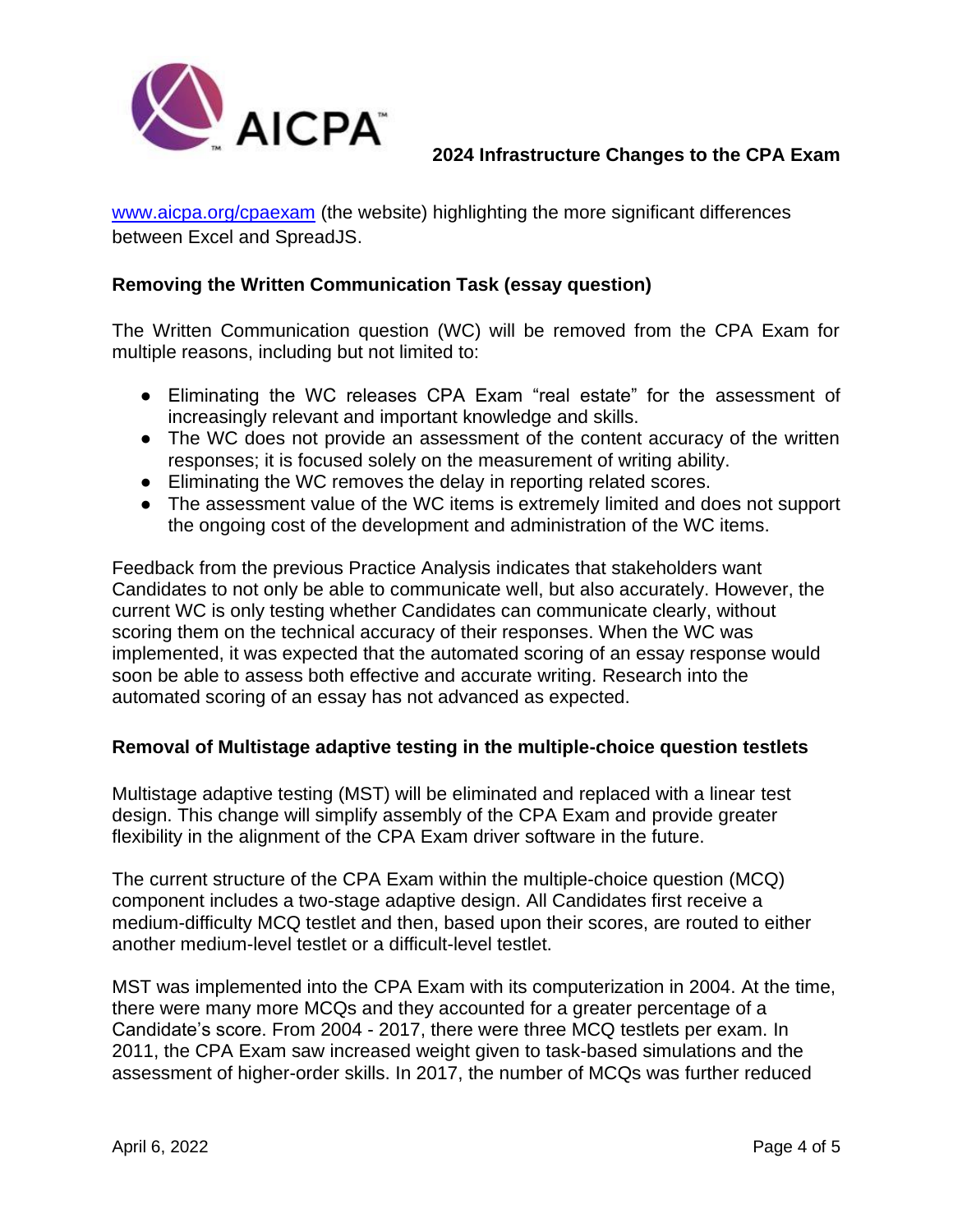[www.aicpa.org/cpaexam](http://www.aicpa.org/cpaexam) (the website) highlighting the more significant differences between Excel and SpreadJS.

### Removing the Written Communication Task (essay question)

The Written Communication question (WC) will be removed from the CPA Exam for multiple reasons, including but not limited to:

- Eliminating the WC releases CPA Exam "real estate" for the assessment of increasingly relevant and important knowledge and skills.
- The WC does not provide an assessment of the content accuracy of the written responses; it is focused solely on the measurement of writing ability.
- Eliminating the WC removes the delay in reporting related scores.
- The assessment value of the WC items is extremely limited and does not support the ongoing cost of the development and administration of the WC items.

Feedback from the previous Practice Analysis indicates that stakeholders want Candidates to not only be able to communicate well, but also accurately. However, the current WC is only testing whether Candidates can communicate clearly, without scoring them on the technical accuracy of their responses. When the WC was implemented, it was expected that the automated scoring of an essay response would soon be able to assess both effective and accurate writing. Research into the automated scoring of an essay has not advanced as expected.

### Removal of Multistage adaptive testing in the multiple-choice question testlets

Multistage adaptive testing (MST) will be eliminated and replaced with a linear test design. This change will simplify assembly of the CPA Exam and provide greater flexibility in the alignment of the CPA Exam driver software in the future.

The current structure of the CPA Exam within the multiple-choice question (MCQ) component includes a two-stage adaptive design. All Candidates first receive a medium-difficulty MCQ testlet and then, based upon their scores, are routed to either another medium-level testlet or a difficult-level testlet.

MST was implemented into the CPA Exam with its computerization in 2004. At the time, there were many more MCQs and they accounted for a greater percentage of a Candidate's score. From 2004 - 2017, there were three MCQ testlets per exam. In 2011, the CPA Exam saw increased weight given to task-based simulations and the assessment of higher-order skills. In 2017, the number of MCQs was further reduced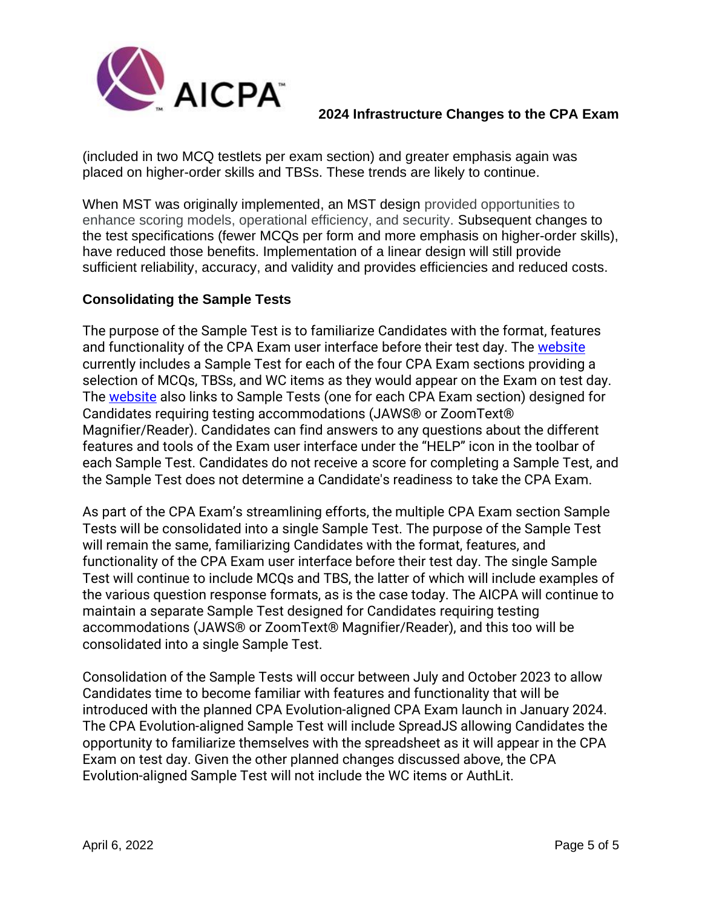(included in two MCQ testlets per exam section) and greater emphasis again was placed on higher-order skills and TBSs. These trends are likely to continue.

When MST was originally implemented, an MST design provided opportunities to enhance scoring models, operational efficiency, and security. Subsequent changes to the test specifications (fewer MCQs per form and more emphasis on higher-order skills), have reduced those benefits. Implementation of a linear design will still provide sufficient reliability, accuracy, and validity and provides efficiencies and reduced costs.

**Consolidating the Sample Tests**

The purpose of the Sample Test is to familiarize Candidates with the format, features and functionality of the CPA Exam user interface before their test day. The website currently includes a Sample Test for each of the four CPA Exam sections providing a selection of MCQs, TBSs, and WC items as they would appear on the Exam on test day. The website also links to Sample Tests (one for each CPA Exam section) designed for Candidates requiring testing accommodations (JAWS® or ZoomText® Magnifier/Reader). Candidates can find answers to any questions about the different features and tools of the Exam user interface under the "HELP" icon in the toolbar of each Sample Test. Candidates do not receive a score for completing a Sample Test, and the Sample Test does not determine a Candidate's readiness to take the CPA Exam.

As part of the CPA Exam's streamlining efforts, the multiple CPA Exam section Sample Tests will be consolidated into a single Sample Test. The purpose of the Sample Test will remain the same, familiarizing Candidates with the format, features, and functionality of the CPA Exam user interface before their test day. The single Sample Test will continue to include MCQs and TBS, the latter of which will include examples of the various question response formats, as is the case today. The AICPA will continue to maintain a separate Sample Test designed for Candidates requiring testing accommodations (JAWS® or ZoomText® Magnifier/Reader), and this too will be consolidated into a single Sample Test.

Consolidation of the Sample Tests will occur between July and October 2023 to allow Candidates time to become familiar with features and functionality that will be introduced with the planned CPA Evolution-aligned CPA Exam launch in January 2024. The CPA Evolution-aligned Sample Test will include SpreadJS allowing Candidates the opportunity to familiarize themselves with the spreadsheet as it will appear in the CPA Exam on test day. Given the other planned changes discussed above, the CPA Evolution-aligned Sample Test will not include the WC items or AuthLit.